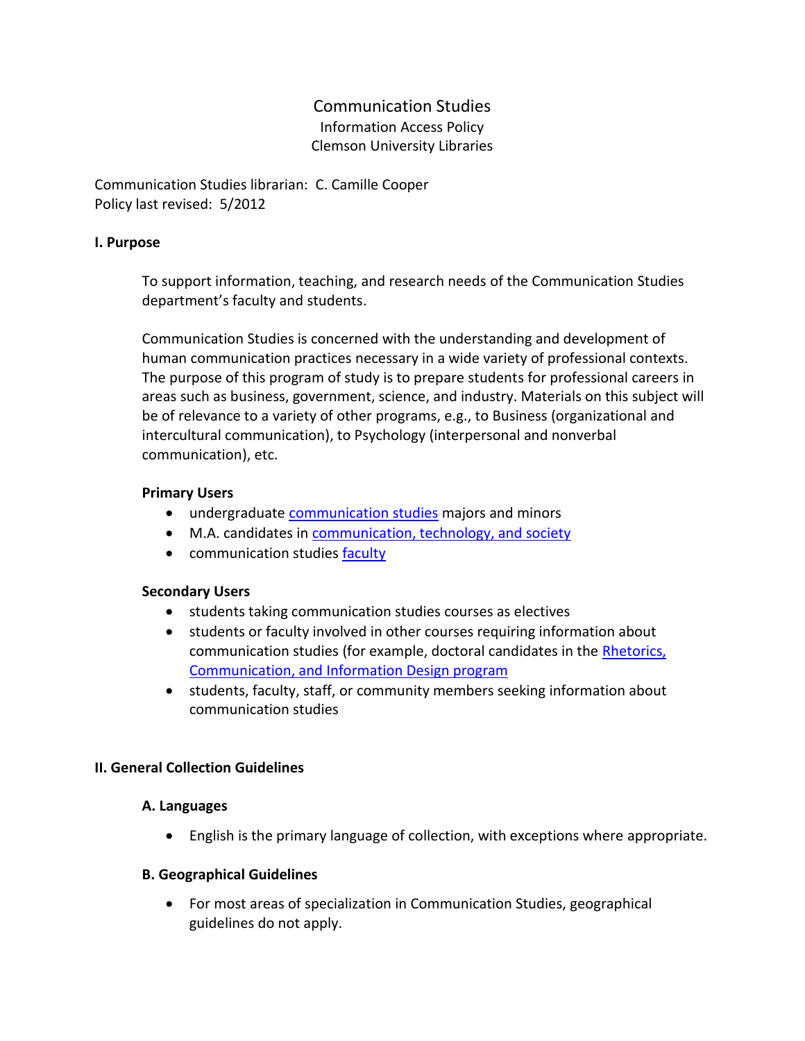# Communication Studies

Information Access Policy
Clemson University Libraries

Communication Studies librarian: C. Camille Cooper
Policy last revised: 5/2012

## I. Purpose

To support information, teaching, and research needs of the Communication Studies department's faculty and students.

Communication Studies is concerned with the understanding and development of human communication practices necessary in a wide variety of professional contexts. The purpose of this program of study is to prepare students for professional careers in areas such as business, government, science, and industry. Materials on this subject will be of relevance to a variety of other programs, e.g., to Business (organizational and intercultural communication), to Psychology (interpersonal and nonverbal communication), etc.

### Primary Users

- undergraduate communication studies majors and minors
- M.A. candidates in communication, technology, and society
- communication studies faculty

### Secondary Users

- students taking communication studies courses as electives
- students or faculty involved in other courses requiring information about communication studies (for example, doctoral candidates in the Rhetorics, Communication, and Information Design program
- students, faculty, staff, or community members seeking information about communication studies

## II. General Collection Guidelines

### A. Languages

- English is the primary language of collection, with exceptions where appropriate.

### B. Geographical Guidelines

- For most areas of specialization in Communication Studies, geographical guidelines do not apply.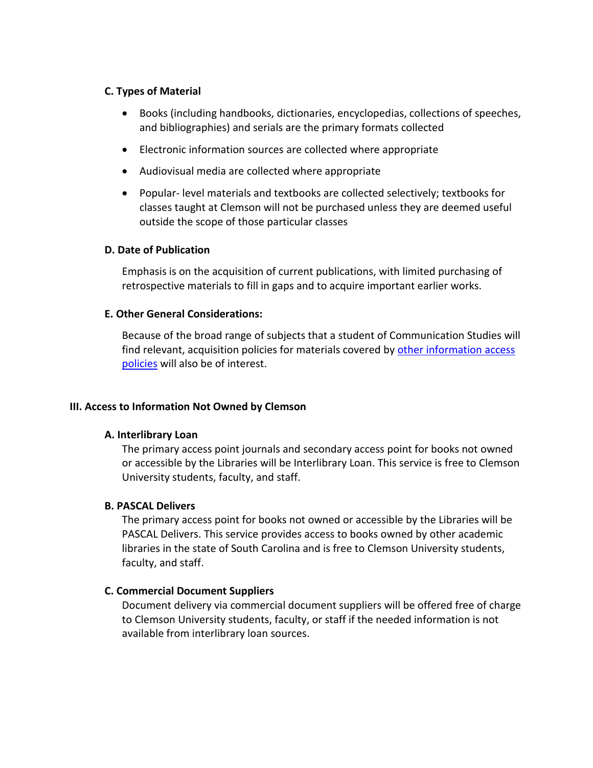### C. Types of Material

- Books (including handbooks, dictionaries, encyclopedias, collections of speeches, and bibliographies) and serials are the primary formats collected
- Electronic information sources are collected where appropriate
- Audiovisual media are collected where appropriate
- Popular- level materials and textbooks are collected selectively; textbooks for classes taught at Clemson will not be purchased unless they are deemed useful outside the scope of those particular classes

### D. Date of Publication

Emphasis is on the acquisition of current publications, with limited purchasing of retrospective materials to fill in gaps and to acquire important earlier works.

### E. Other General Considerations:

Because of the broad range of subjects that a student of Communication Studies will find relevant, acquisition policies for materials covered by other information access policies will also be of interest.

## III. Access to Information Not Owned by Clemson

### A. Interlibrary Loan

The primary access point journals and secondary access point for books not owned or accessible by the Libraries will be Interlibrary Loan. This service is free to Clemson University students, faculty, and staff.

### B. PASCAL Delivers

The primary access point for books not owned or accessible by the Libraries will be PASCAL Delivers. This service provides access to books owned by other academic libraries in the state of South Carolina and is free to Clemson University students, faculty, and staff.

### C. Commercial Document Suppliers

Document delivery via commercial document suppliers will be offered free of charge to Clemson University students, faculty, or staff if the needed information is not available from interlibrary loan sources.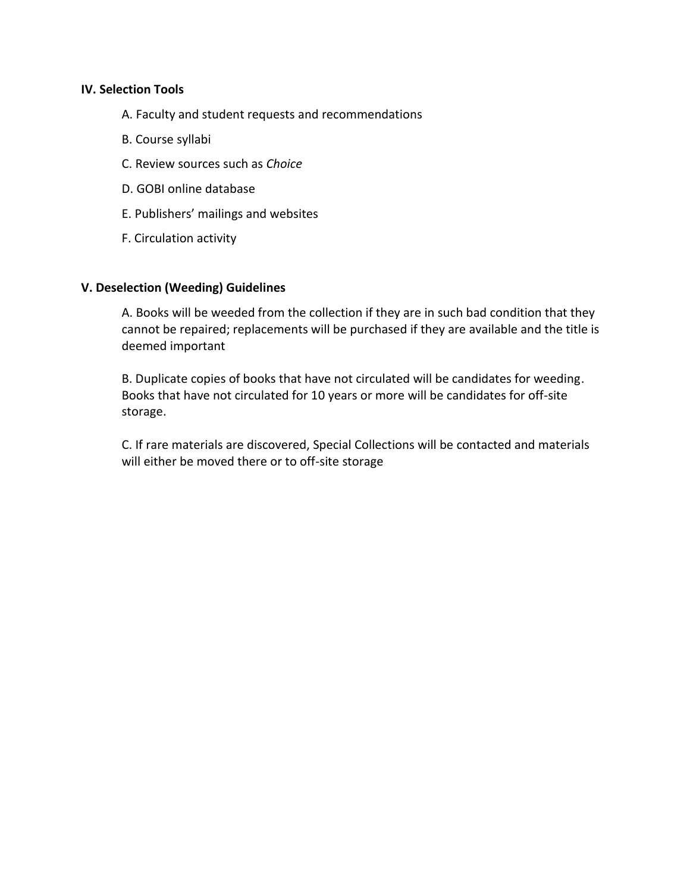**IV. Selection Tools**

A. Faculty and student requests and recommendations

B. Course syllabi

C. Review sources such as *Choice*

D. GOBI online database

E. Publishers' mailings and websites

F. Circulation activity

**V. Deselection (Weeding) Guidelines**

A. Books will be weeded from the collection if they are in such bad condition that they cannot be repaired; replacements will be purchased if they are available and the title is deemed important

B. Duplicate copies of books that have not circulated will be candidates for weeding. Books that have not circulated for 10 years or more will be candidates for off-site storage.

C. If rare materials are discovered, Special Collections will be contacted and materials will either be moved there or to off-site storage